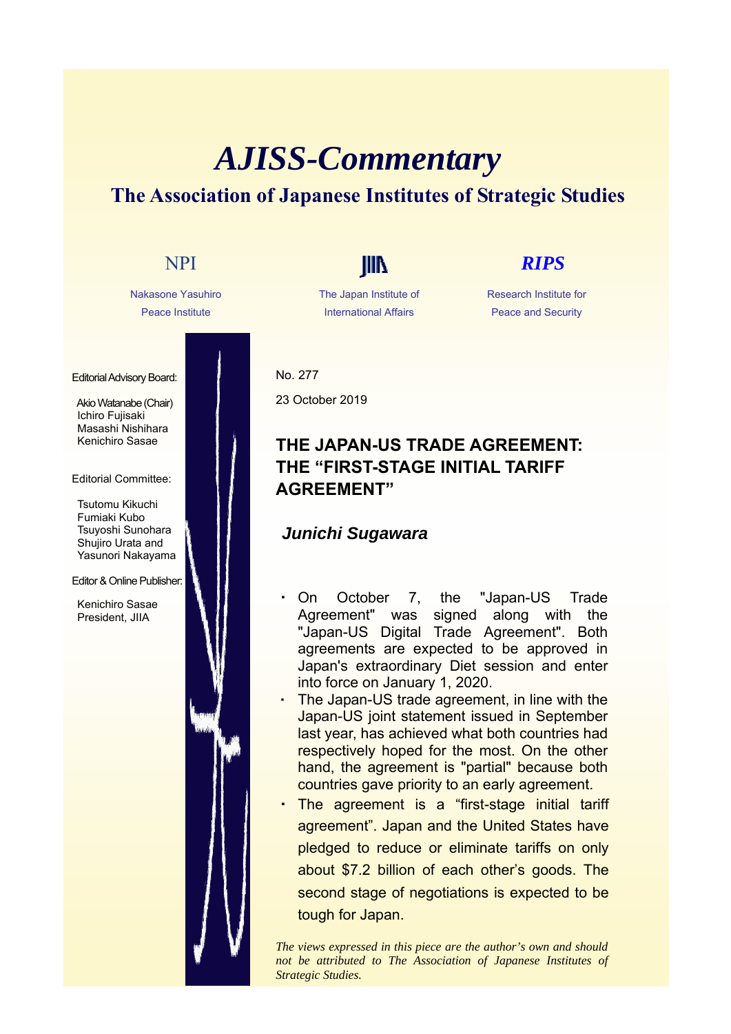# *AJISS-Commentary*

## The Association of Japanese Institutes of Strategic Studies

NPI — Nakasone Yasuhiro Peace Institute

JIIA — The Japan Institute of International Affairs

*RIPS* — Research Institute for Peace and Security

Editorial Advisory Board:

Akio Watanabe (Chair)
Ichiro Fujisaki
Masashi Nishihara
Kenichiro Sasae

Editorial Committee:

Tsutomu Kikuchi
Fumiaki Kubo
Tsuyoshi Sunohara
Shujiro Urata and
Yasunori Nakayama

Editor & Online Publisher:

Kenichiro Sasae
President, JIIA

No. 277

23 October 2019

### THE JAPAN-US TRADE AGREEMENT: THE "FIRST-STAGE INITIAL TARIFF AGREEMENT"

***Junichi Sugawara***

- On October 7, the "Japan-US Trade Agreement" was signed along with the "Japan-US Digital Trade Agreement". Both agreements are expected to be approved in Japan's extraordinary Diet session and enter into force on January 1, 2020.
- The Japan-US trade agreement, in line with the Japan-US joint statement issued in September last year, has achieved what both countries had respectively hoped for the most. On the other hand, the agreement is "partial" because both countries gave priority to an early agreement.
- The agreement is a "first-stage initial tariff agreement". Japan and the United States have pledged to reduce or eliminate tariffs on only about $7.2 billion of each other's goods. The second stage of negotiations is expected to be tough for Japan.

*The views expressed in this piece are the author's own and should not be attributed to The Association of Japanese Institutes of Strategic Studies.*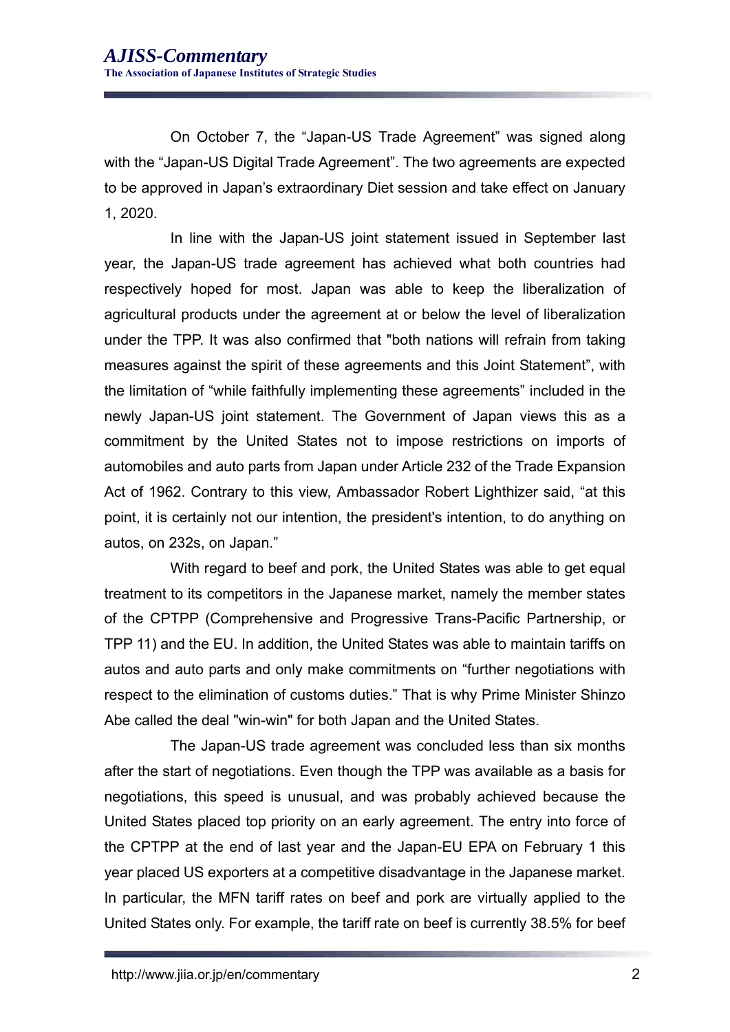On October 7, the “Japan-US Trade Agreement” was signed along with the “Japan-US Digital Trade Agreement”. The two agreements are expected to be approved in Japan’s extraordinary Diet session and take effect on January 1, 2020.

In line with the Japan-US joint statement issued in September last year, the Japan-US trade agreement has achieved what both countries had respectively hoped for most. Japan was able to keep the liberalization of agricultural products under the agreement at or below the level of liberalization under the TPP. It was also confirmed that "both nations will refrain from taking measures against the spirit of these agreements and this Joint Statement”, with the limitation of “while faithfully implementing these agreements” included in the newly Japan-US joint statement. The Government of Japan views this as a commitment by the United States not to impose restrictions on imports of automobiles and auto parts from Japan under Article 232 of the Trade Expansion Act of 1962. Contrary to this view, Ambassador Robert Lighthizer said, “at this point, it is certainly not our intention, the president's intention, to do anything on autos, on 232s, on Japan.”

With regard to beef and pork, the United States was able to get equal treatment to its competitors in the Japanese market, namely the member states of the CPTPP (Comprehensive and Progressive Trans-Pacific Partnership, or TPP 11) and the EU. In addition, the United States was able to maintain tariffs on autos and auto parts and only make commitments on “further negotiations with respect to the elimination of customs duties.” That is why Prime Minister Shinzo Abe called the deal "win-win" for both Japan and the United States.

The Japan-US trade agreement was concluded less than six months after the start of negotiations. Even though the TPP was available as a basis for negotiations, this speed is unusual, and was probably achieved because the United States placed top priority on an early agreement. The entry into force of the CPTPP at the end of last year and the Japan-EU EPA on February 1 this year placed US exporters at a competitive disadvantage in the Japanese market. In particular, the MFN tariff rates on beef and pork are virtually applied to the United States only. For example, the tariff rate on beef is currently 38.5% for beef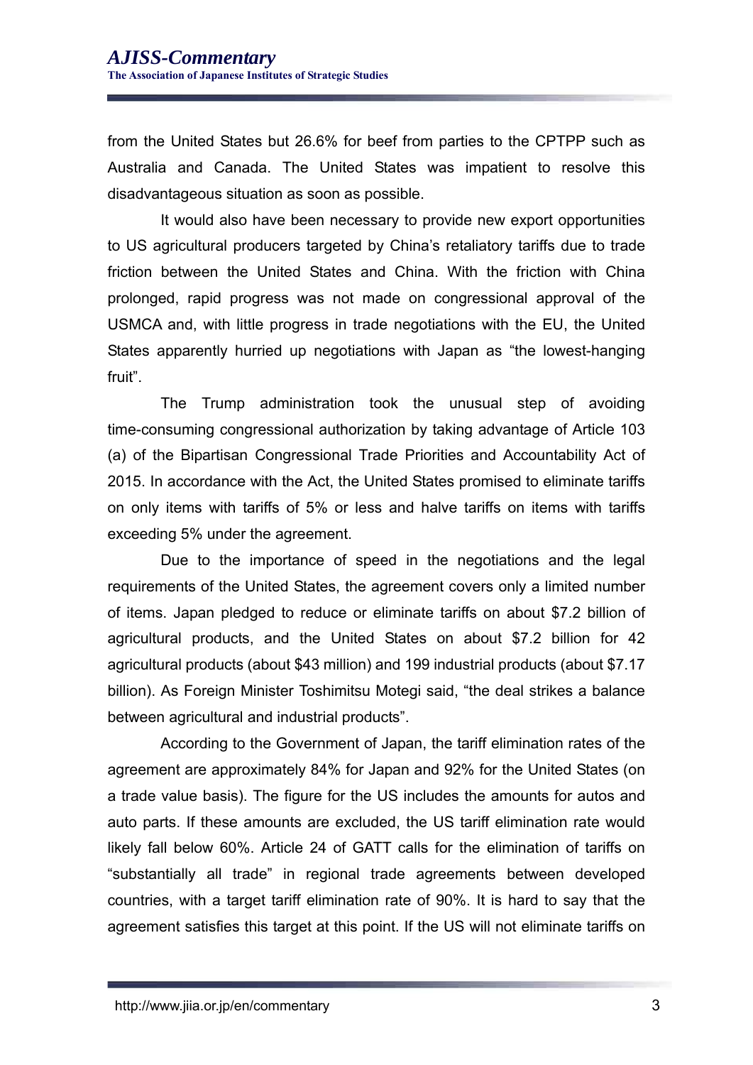from the United States but 26.6% for beef from parties to the CPTPP such as Australia and Canada. The United States was impatient to resolve this disadvantageous situation as soon as possible.

It would also have been necessary to provide new export opportunities to US agricultural producers targeted by China's retaliatory tariffs due to trade friction between the United States and China. With the friction with China prolonged, rapid progress was not made on congressional approval of the USMCA and, with little progress in trade negotiations with the EU, the United States apparently hurried up negotiations with Japan as "the lowest-hanging fruit".

The Trump administration took the unusual step of avoiding time-consuming congressional authorization by taking advantage of Article 103 (a) of the Bipartisan Congressional Trade Priorities and Accountability Act of 2015. In accordance with the Act, the United States promised to eliminate tariffs on only items with tariffs of 5% or less and halve tariffs on items with tariffs exceeding 5% under the agreement.

Due to the importance of speed in the negotiations and the legal requirements of the United States, the agreement covers only a limited number of items. Japan pledged to reduce or eliminate tariffs on about $7.2 billion of agricultural products, and the United States on about $7.2 billion for 42 agricultural products (about $43 million) and 199 industrial products (about $7.17 billion). As Foreign Minister Toshimitsu Motegi said, "the deal strikes a balance between agricultural and industrial products".

According to the Government of Japan, the tariff elimination rates of the agreement are approximately 84% for Japan and 92% for the United States (on a trade value basis). The figure for the US includes the amounts for autos and auto parts. If these amounts are excluded, the US tariff elimination rate would likely fall below 60%. Article 24 of GATT calls for the elimination of tariffs on "substantially all trade" in regional trade agreements between developed countries, with a target tariff elimination rate of 90%. It is hard to say that the agreement satisfies this target at this point. If the US will not eliminate tariffs on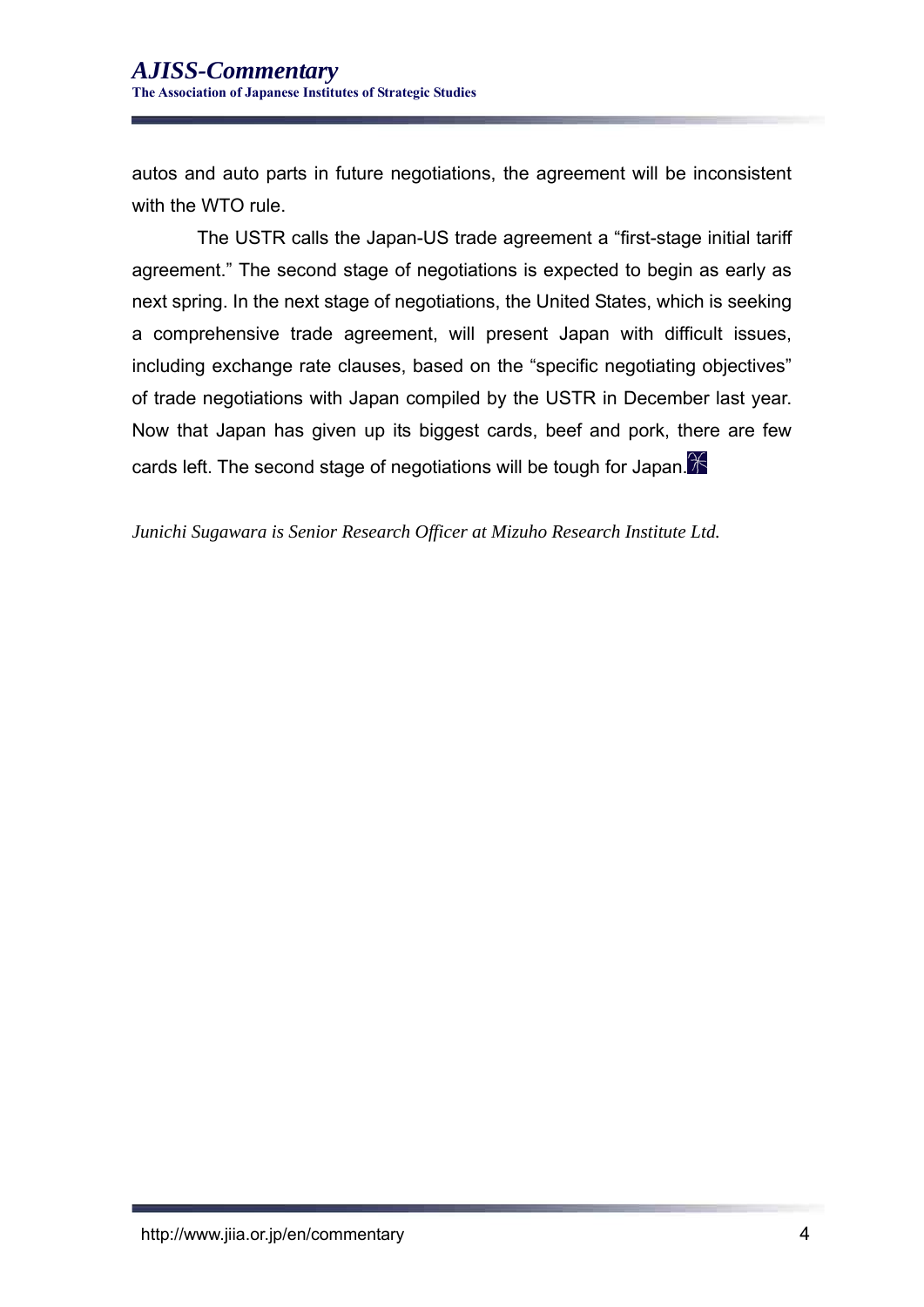autos and auto parts in future negotiations, the agreement will be inconsistent with the WTO rule.

The USTR calls the Japan-US trade agreement a "first-stage initial tariff agreement." The second stage of negotiations is expected to begin as early as next spring. In the next stage of negotiations, the United States, which is seeking a comprehensive trade agreement, will present Japan with difficult issues, including exchange rate clauses, based on the "specific negotiating objectives" of trade negotiations with Japan compiled by the USTR in December last year. Now that Japan has given up its biggest cards, beef and pork, there are few cards left. The second stage of negotiations will be tough for Japan.

*Junichi Sugawara is Senior Research Officer at Mizuho Research Institute Ltd.*